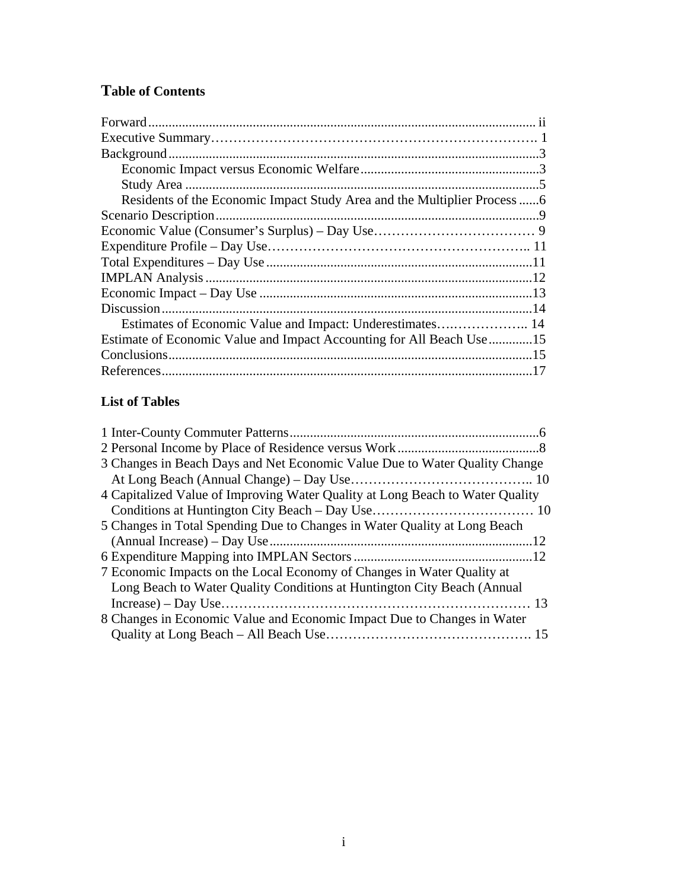## Table of Contents

Forward .................................................................................................................. ii
Executive Summary………………………………………………………………. 1
Background ..............................................................................................................3
  Economic Impact versus Economic Welfare .....................................................3
  Study Area .......................................................................................................5
  Residents of the Economic Impact Study Area and the Multiplier Process ......6
Scenario Description ...............................................................................................9
Economic Value (Consumer's Surplus) – Day Use……………………………… 9
Expenditure Profile – Day Use………………………………………………….. 11
Total Expenditures – Day Use ...............................................................................11
IMPLAN Analysis .................................................................................................12
Economic Impact – Day Use .................................................................................13
Discussion ..............................................................................................................14
  Estimates of Economic Value and Impact: Underestimates……………….. 14
Estimate of Economic Value and Impact Accounting for All Beach Use .............15
Conclusions ............................................................................................................15
References ..............................................................................................................17

### List of Tables

1 Inter-County Commuter Patterns ..........................................................................6
2 Personal Income by Place of Residence versus Work ..........................................8
3 Changes in Beach Days and Net Economic Value Due to Water Quality Change At Long Beach (Annual Change) – Day Use………………………………….. 10
4 Capitalized Value of Improving Water Quality at Long Beach to Water Quality Conditions at Huntington City Beach – Day Use……………………………… 10
5 Changes in Total Spending Due to Changes in Water Quality at Long Beach (Annual Increase) – Day Use ..............................................................................12
6 Expenditure Mapping into IMPLAN Sectors .....................................................12
7 Economic Impacts on the Local Economy of Changes in Water Quality at Long Beach to Water Quality Conditions at Huntington City Beach (Annual Increase) – Day Use……………………………………………………………… 13
8 Changes in Economic Value and Economic Impact Due to Changes in Water Quality at Long Beach – All Beach Use………………………………………. 15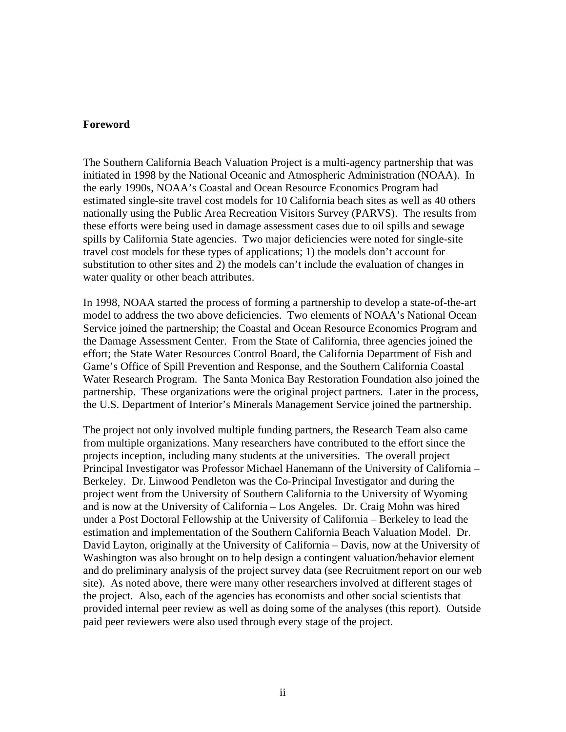## Foreword

The Southern California Beach Valuation Project is a multi-agency partnership that was initiated in 1998 by the National Oceanic and Atmospheric Administration (NOAA). In the early 1990s, NOAA's Coastal and Ocean Resource Economics Program had estimated single-site travel cost models for 10 California beach sites as well as 40 others nationally using the Public Area Recreation Visitors Survey (PARVS). The results from these efforts were being used in damage assessment cases due to oil spills and sewage spills by California State agencies. Two major deficiencies were noted for single-site travel cost models for these types of applications; 1) the models don't account for substitution to other sites and 2) the models can't include the evaluation of changes in water quality or other beach attributes.

In 1998, NOAA started the process of forming a partnership to develop a state-of-the-art model to address the two above deficiencies. Two elements of NOAA's National Ocean Service joined the partnership; the Coastal and Ocean Resource Economics Program and the Damage Assessment Center. From the State of California, three agencies joined the effort; the State Water Resources Control Board, the California Department of Fish and Game's Office of Spill Prevention and Response, and the Southern California Coastal Water Research Program. The Santa Monica Bay Restoration Foundation also joined the partnership. These organizations were the original project partners. Later in the process, the U.S. Department of Interior's Minerals Management Service joined the partnership.

The project not only involved multiple funding partners, the Research Team also came from multiple organizations. Many researchers have contributed to the effort since the projects inception, including many students at the universities. The overall project Principal Investigator was Professor Michael Hanemann of the University of California – Berkeley. Dr. Linwood Pendleton was the Co-Principal Investigator and during the project went from the University of Southern California to the University of Wyoming and is now at the University of California – Los Angeles. Dr. Craig Mohn was hired under a Post Doctoral Fellowship at the University of California – Berkeley to lead the estimation and implementation of the Southern California Beach Valuation Model. Dr. David Layton, originally at the University of California – Davis, now at the University of Washington was also brought on to help design a contingent valuation/behavior element and do preliminary analysis of the project survey data (see Recruitment report on our web site). As noted above, there were many other researchers involved at different stages of the project. Also, each of the agencies has economists and other social scientists that provided internal peer review as well as doing some of the analyses (this report). Outside paid peer reviewers were also used through every stage of the project.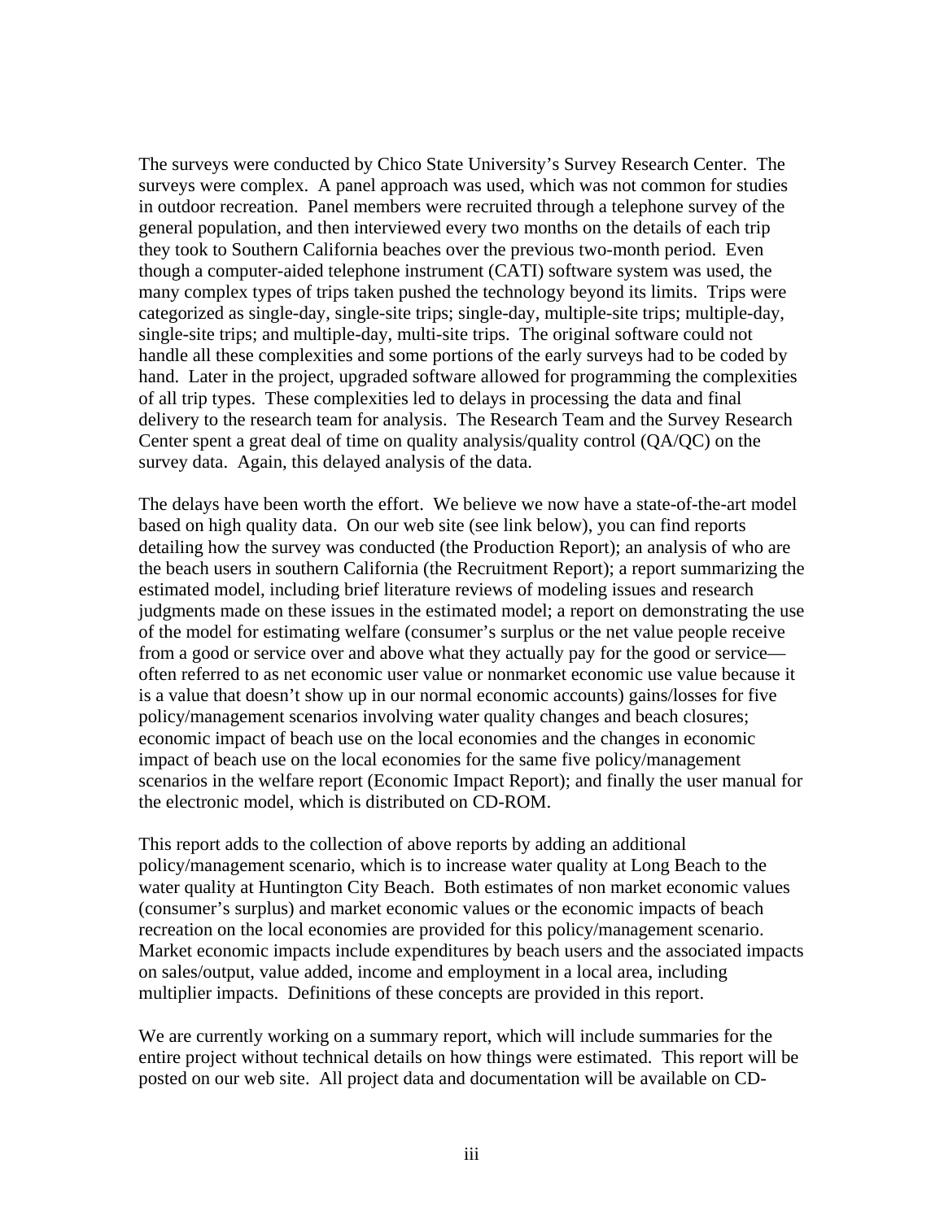The surveys were conducted by Chico State University's Survey Research Center. The surveys were complex. A panel approach was used, which was not common for studies in outdoor recreation. Panel members were recruited through a telephone survey of the general population, and then interviewed every two months on the details of each trip they took to Southern California beaches over the previous two-month period. Even though a computer-aided telephone instrument (CATI) software system was used, the many complex types of trips taken pushed the technology beyond its limits. Trips were categorized as single-day, single-site trips; single-day, multiple-site trips; multiple-day, single-site trips; and multiple-day, multi-site trips. The original software could not handle all these complexities and some portions of the early surveys had to be coded by hand. Later in the project, upgraded software allowed for programming the complexities of all trip types. These complexities led to delays in processing the data and final delivery to the research team for analysis. The Research Team and the Survey Research Center spent a great deal of time on quality analysis/quality control (QA/QC) on the survey data. Again, this delayed analysis of the data.

The delays have been worth the effort. We believe we now have a state-of-the-art model based on high quality data. On our web site (see link below), you can find reports detailing how the survey was conducted (the Production Report); an analysis of who are the beach users in southern California (the Recruitment Report); a report summarizing the estimated model, including brief literature reviews of modeling issues and research judgments made on these issues in the estimated model; a report on demonstrating the use of the model for estimating welfare (consumer's surplus or the net value people receive from a good or service over and above what they actually pay for the good or service—often referred to as net economic user value or nonmarket economic use value because it is a value that doesn't show up in our normal economic accounts) gains/losses for five policy/management scenarios involving water quality changes and beach closures; economic impact of beach use on the local economies and the changes in economic impact of beach use on the local economies for the same five policy/management scenarios in the welfare report (Economic Impact Report); and finally the user manual for the electronic model, which is distributed on CD-ROM.

This report adds to the collection of above reports by adding an additional policy/management scenario, which is to increase water quality at Long Beach to the water quality at Huntington City Beach. Both estimates of non market economic values (consumer's surplus) and market economic values or the economic impacts of beach recreation on the local economies are provided for this policy/management scenario. Market economic impacts include expenditures by beach users and the associated impacts on sales/output, value added, income and employment in a local area, including multiplier impacts. Definitions of these concepts are provided in this report.

We are currently working on a summary report, which will include summaries for the entire project without technical details on how things were estimated. This report will be posted on our web site. All project data and documentation will be available on CD-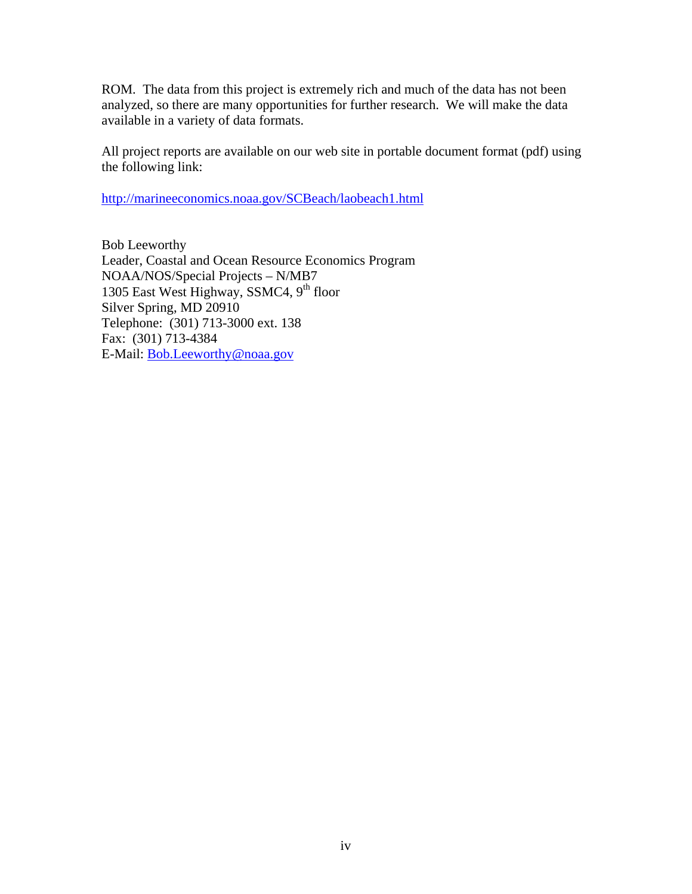ROM. The data from this project is extremely rich and much of the data has not been analyzed, so there are many opportunities for further research. We will make the data available in a variety of data formats.

All project reports are available on our web site in portable document format (pdf) using the following link:

http://marineeconomics.noaa.gov/SCBeach/laobeach1.html

Bob Leeworthy
Leader, Coastal and Ocean Resource Economics Program
NOAA/NOS/Special Projects – N/MB7
1305 East West Highway, SSMC4, 9th floor
Silver Spring, MD 20910
Telephone: (301) 713-3000 ext. 138
Fax: (301) 713-4384
E-Mail: Bob.Leeworthy@noaa.gov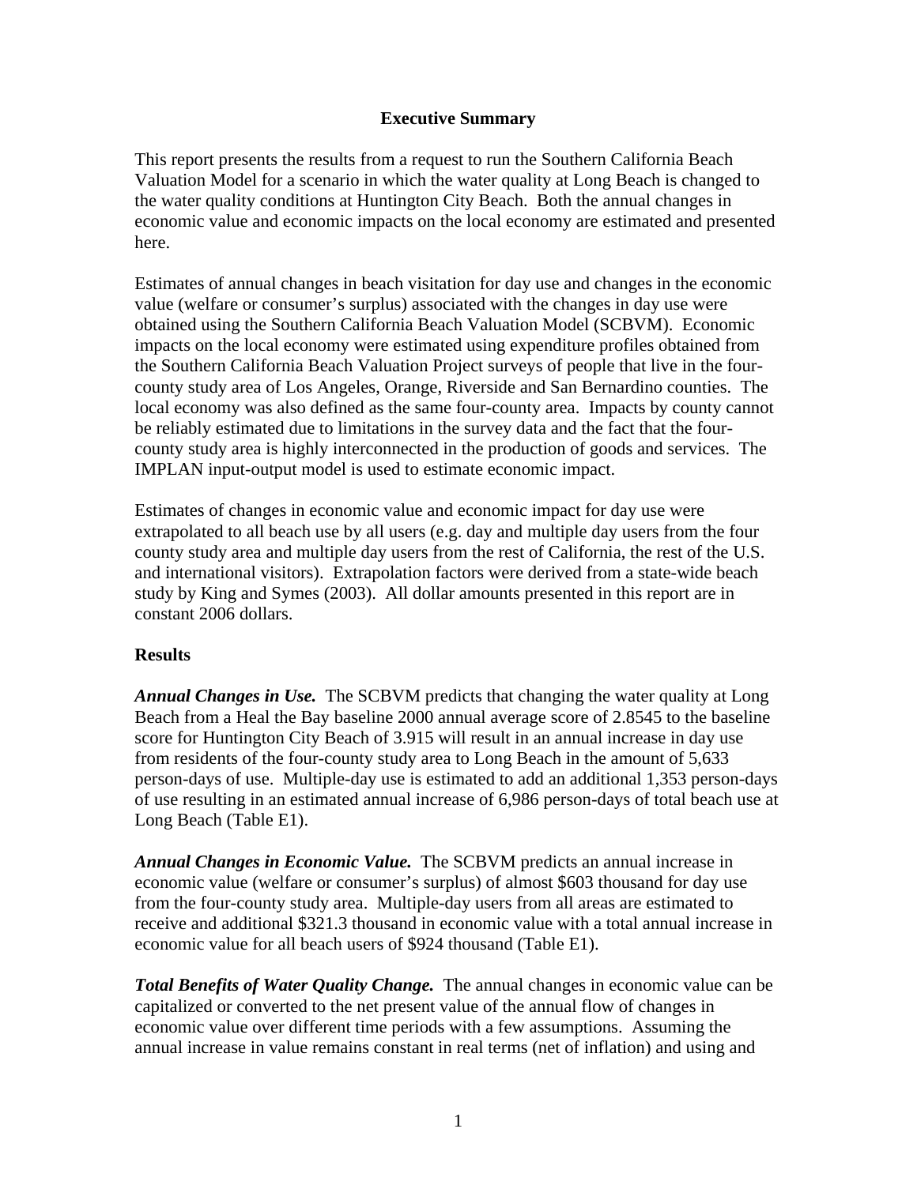## Executive Summary

This report presents the results from a request to run the Southern California Beach Valuation Model for a scenario in which the water quality at Long Beach is changed to the water quality conditions at Huntington City Beach. Both the annual changes in economic value and economic impacts on the local economy are estimated and presented here.

Estimates of annual changes in beach visitation for day use and changes in the economic value (welfare or consumer's surplus) associated with the changes in day use were obtained using the Southern California Beach Valuation Model (SCBVM). Economic impacts on the local economy were estimated using expenditure profiles obtained from the Southern California Beach Valuation Project surveys of people that live in the four-county study area of Los Angeles, Orange, Riverside and San Bernardino counties. The local economy was also defined as the same four-county area. Impacts by county cannot be reliably estimated due to limitations in the survey data and the fact that the four-county study area is highly interconnected in the production of goods and services. The IMPLAN input-output model is used to estimate economic impact.

Estimates of changes in economic value and economic impact for day use were extrapolated to all beach use by all users (e.g. day and multiple day users from the four county study area and multiple day users from the rest of California, the rest of the U.S. and international visitors). Extrapolation factors were derived from a state-wide beach study by King and Symes (2003). All dollar amounts presented in this report are in constant 2006 dollars.

### Results

***Annual Changes in Use.*** The SCBVM predicts that changing the water quality at Long Beach from a Heal the Bay baseline 2000 annual average score of 2.8545 to the baseline score for Huntington City Beach of 3.915 will result in an annual increase in day use from residents of the four-county study area to Long Beach in the amount of 5,633 person-days of use. Multiple-day use is estimated to add an additional 1,353 person-days of use resulting in an estimated annual increase of 6,986 person-days of total beach use at Long Beach (Table E1).

***Annual Changes in Economic Value.*** The SCBVM predicts an annual increase in economic value (welfare or consumer's surplus) of almost $603 thousand for day use from the four-county study area. Multiple-day users from all areas are estimated to receive and additional $321.3 thousand in economic value with a total annual increase in economic value for all beach users of $924 thousand (Table E1).

***Total Benefits of Water Quality Change.*** The annual changes in economic value can be capitalized or converted to the net present value of the annual flow of changes in economic value over different time periods with a few assumptions. Assuming the annual increase in value remains constant in real terms (net of inflation) and using and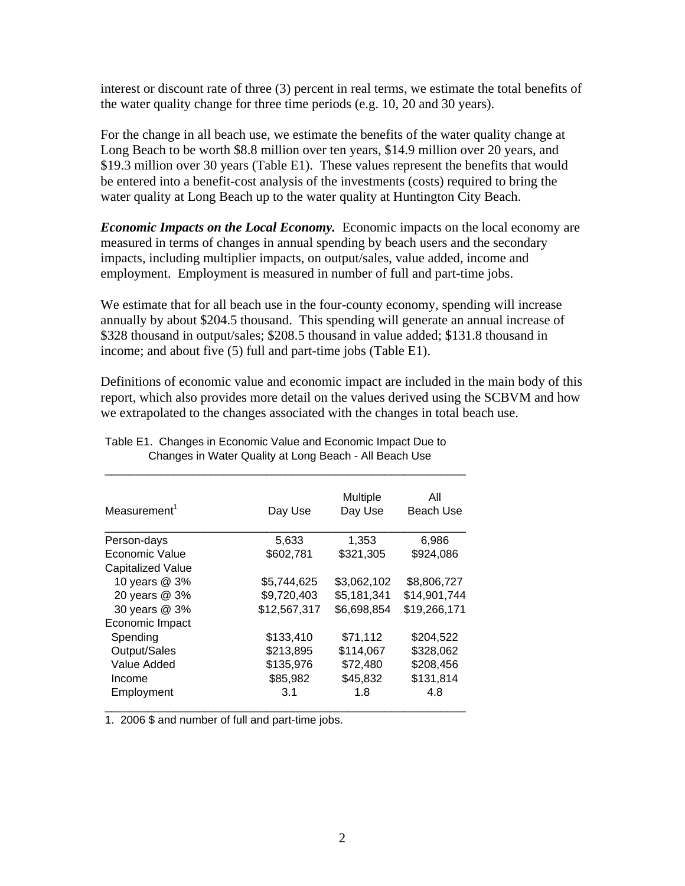interest or discount rate of three (3) percent in real terms, we estimate the total benefits of the water quality change for three time periods (e.g. 10, 20 and 30 years).

For the change in all beach use, we estimate the benefits of the water quality change at Long Beach to be worth $8.8 million over ten years, $14.9 million over 20 years, and $19.3 million over 30 years (Table E1). These values represent the benefits that would be entered into a benefit-cost analysis of the investments (costs) required to bring the water quality at Long Beach up to the water quality at Huntington City Beach.

***Economic Impacts on the Local Economy.*** Economic impacts on the local economy are measured in terms of changes in annual spending by beach users and the secondary impacts, including multiplier impacts, on output/sales, value added, income and employment. Employment is measured in number of full and part-time jobs.

We estimate that for all beach use in the four-county economy, spending will increase annually by about $204.5 thousand. This spending will generate an annual increase of $328 thousand in output/sales; $208.5 thousand in value added; $131.8 thousand in income; and about five (5) full and part-time jobs (Table E1).

Definitions of economic value and economic impact are included in the main body of this report, which also provides more detail on the values derived using the SCBVM and how we extrapolated to the changes associated with the changes in total beach use.

Table E1. Changes in Economic Value and Economic Impact Due to Changes in Water Quality at Long Beach - All Beach Use

| Measurement[1] | Day Use | Multiple Day Use | All Beach Use |
|---|---|---|---|
| Person-days | 5,633 | 1,353 | 6,986 |
| Economic Value | $602,781 | $321,305 | $924,086 |
| Capitalized Value | | | |
| 10 years @ 3% | $5,744,625 | $3,062,102 | $8,806,727 |
| 20 years @ 3% | $9,720,403 | $5,181,341 | $14,901,744 |
| 30 years @ 3% | $12,567,317 | $6,698,854 | $19,266,171 |
| Economic Impact | | | |
| Spending | $133,410 | $71,112 | $204,522 |
| Output/Sales | $213,895 | $114,067 | $328,062 |
| Value Added | $135,976 | $72,480 | $208,456 |
| Income | $85,982 | $45,832 | $131,814 |
| Employment | 3.1 | 1.8 | 4.8 |

1. 2006 $ and number of full and part-time jobs.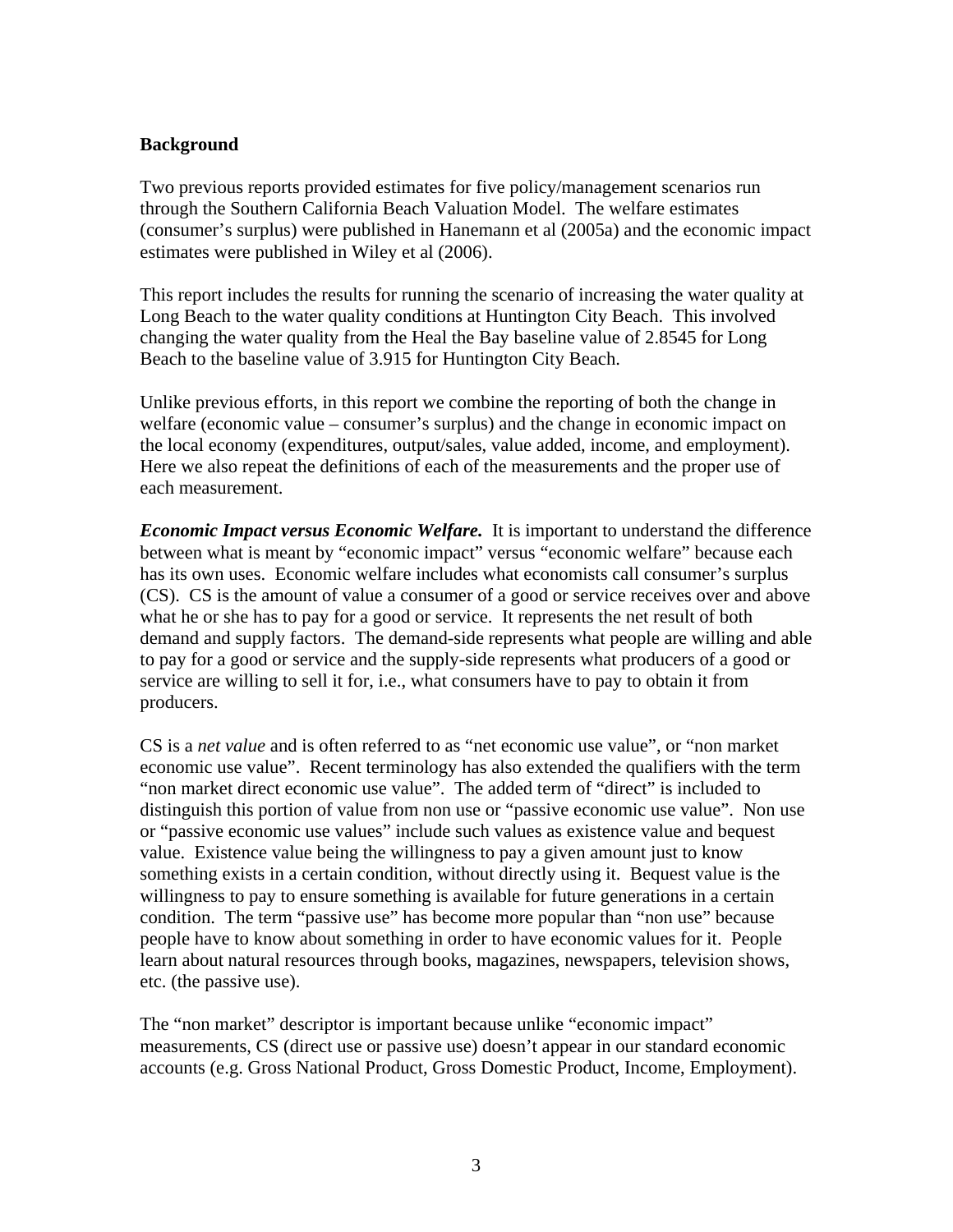## Background

Two previous reports provided estimates for five policy/management scenarios run through the Southern California Beach Valuation Model. The welfare estimates (consumer's surplus) were published in Hanemann et al (2005a) and the economic impact estimates were published in Wiley et al (2006).

This report includes the results for running the scenario of increasing the water quality at Long Beach to the water quality conditions at Huntington City Beach. This involved changing the water quality from the Heal the Bay baseline value of 2.8545 for Long Beach to the baseline value of 3.915 for Huntington City Beach.

Unlike previous efforts, in this report we combine the reporting of both the change in welfare (economic value – consumer's surplus) and the change in economic impact on the local economy (expenditures, output/sales, value added, income, and employment). Here we also repeat the definitions of each of the measurements and the proper use of each measurement.

***Economic Impact versus Economic Welfare.*** It is important to understand the difference between what is meant by "economic impact" versus "economic welfare" because each has its own uses. Economic welfare includes what economists call consumer's surplus (CS). CS is the amount of value a consumer of a good or service receives over and above what he or she has to pay for a good or service. It represents the net result of both demand and supply factors. The demand-side represents what people are willing and able to pay for a good or service and the supply-side represents what producers of a good or service are willing to sell it for, i.e., what consumers have to pay to obtain it from producers.

CS is a *net value* and is often referred to as "net economic use value", or "non market economic use value". Recent terminology has also extended the qualifiers with the term "non market direct economic use value". The added term of "direct" is included to distinguish this portion of value from non use or "passive economic use value". Non use or "passive economic use values" include such values as existence value and bequest value. Existence value being the willingness to pay a given amount just to know something exists in a certain condition, without directly using it. Bequest value is the willingness to pay to ensure something is available for future generations in a certain condition. The term "passive use" has become more popular than "non use" because people have to know about something in order to have economic values for it. People learn about natural resources through books, magazines, newspapers, television shows, etc. (the passive use).

The "non market" descriptor is important because unlike "economic impact" measurements, CS (direct use or passive use) doesn't appear in our standard economic accounts (e.g. Gross National Product, Gross Domestic Product, Income, Employment).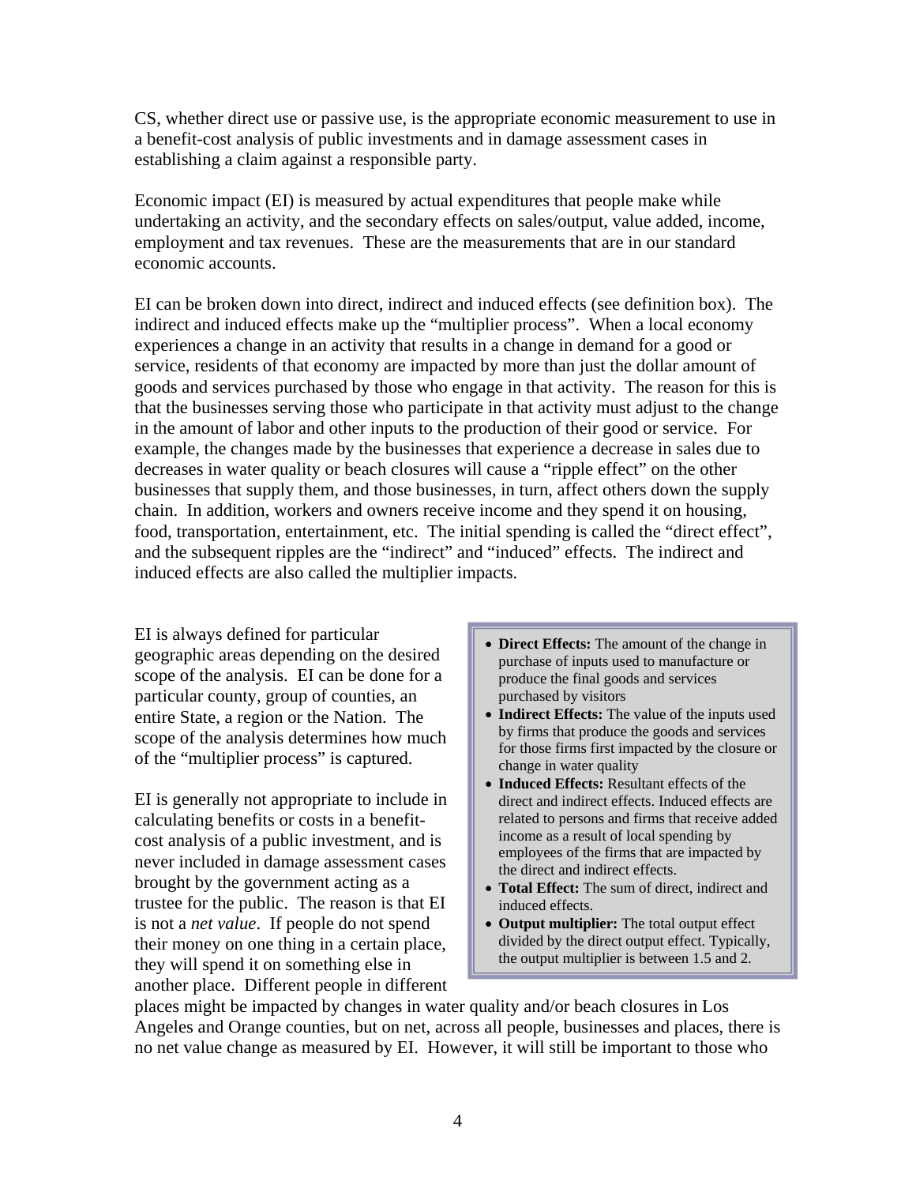CS, whether direct use or passive use, is the appropriate economic measurement to use in a benefit-cost analysis of public investments and in damage assessment cases in establishing a claim against a responsible party.

Economic impact (EI) is measured by actual expenditures that people make while undertaking an activity, and the secondary effects on sales/output, value added, income, employment and tax revenues. These are the measurements that are in our standard economic accounts.

EI can be broken down into direct, indirect and induced effects (see definition box). The indirect and induced effects make up the "multiplier process". When a local economy experiences a change in an activity that results in a change in demand for a good or service, residents of that economy are impacted by more than just the dollar amount of goods and services purchased by those who engage in that activity. The reason for this is that the businesses serving those who participate in that activity must adjust to the change in the amount of labor and other inputs to the production of their good or service. For example, the changes made by the businesses that experience a decrease in sales due to decreases in water quality or beach closures will cause a "ripple effect" on the other businesses that supply them, and those businesses, in turn, affect others down the supply chain. In addition, workers and owners receive income and they spend it on housing, food, transportation, entertainment, etc. The initial spending is called the "direct effect", and the subsequent ripples are the "indirect" and "induced" effects. The indirect and induced effects are also called the multiplier impacts.

- **Direct Effects:** The amount of the change in purchase of inputs used to manufacture or produce the final goods and services purchased by visitors
- **Indirect Effects:** The value of the inputs used by firms that produce the goods and services for those firms first impacted by the closure or change in water quality
- **Induced Effects:** Resultant effects of the direct and indirect effects. Induced effects are related to persons and firms that receive added income as a result of local spending by employees of the firms that are impacted by the direct and indirect effects.
- **Total Effect:** The sum of direct, indirect and induced effects.
- **Output multiplier:** The total output effect divided by the direct output effect. Typically, the output multiplier is between 1.5 and 2.

EI is always defined for particular geographic areas depending on the desired scope of the analysis. EI can be done for a particular county, group of counties, an entire State, a region or the Nation. The scope of the analysis determines how much of the "multiplier process" is captured.

EI is generally not appropriate to include in calculating benefits or costs in a benefit-cost analysis of a public investment, and is never included in damage assessment cases brought by the government acting as a trustee for the public. The reason is that EI is not a *net value*. If people do not spend their money on one thing in a certain place, they will spend it on something else in another place. Different people in different places might be impacted by changes in water quality and/or beach closures in Los Angeles and Orange counties, but on net, across all people, businesses and places, there is no net value change as measured by EI. However, it will still be important to those who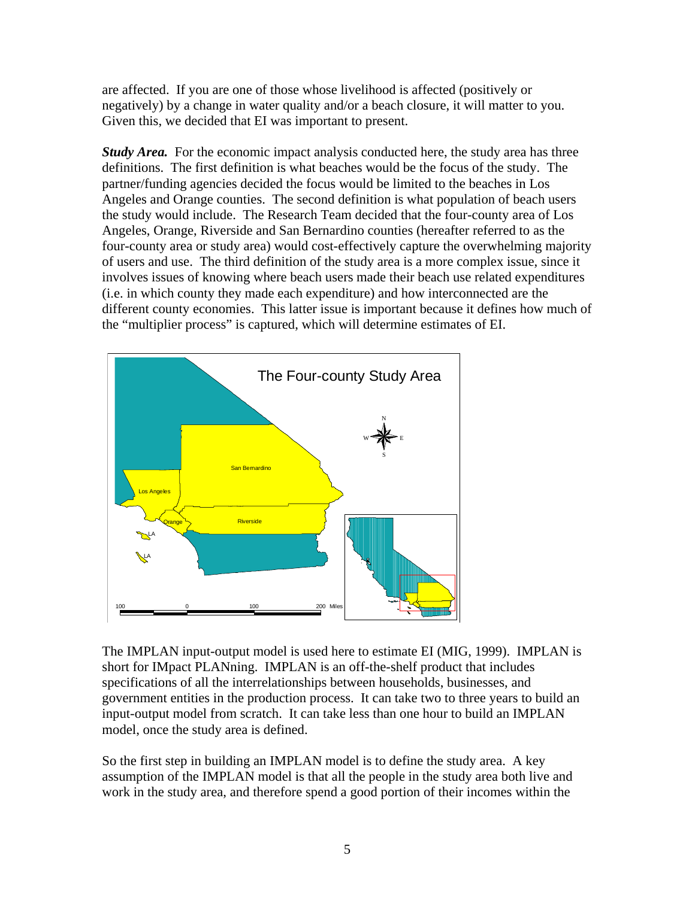are affected. If you are one of those whose livelihood is affected (positively or negatively) by a change in water quality and/or a beach closure, it will matter to you. Given this, we decided that EI was important to present.

***Study Area.*** For the economic impact analysis conducted here, the study area has three definitions. The first definition is what beaches would be the focus of the study. The partner/funding agencies decided the focus would be limited to the beaches in Los Angeles and Orange counties. The second definition is what population of beach users the study would include. The Research Team decided that the four-county area of Los Angeles, Orange, Riverside and San Bernardino counties (hereafter referred to as the four-county area or study area) would cost-effectively capture the overwhelming majority of users and use. The third definition of the study area is a more complex issue, since it involves issues of knowing where beach users made their beach use related expenditures (i.e. in which county they made each expenditure) and how interconnected are the different county economies. This latter issue is important because it defines how much of the "multiplier process" is captured, which will determine estimates of EI.

The Four-county Study Area

The IMPLAN input-output model is used here to estimate EI (MIG, 1999). IMPLAN is short for IMpact PLANning. IMPLAN is an off-the-shelf product that includes specifications of all the interrelationships between households, businesses, and government entities in the production process. It can take two to three years to build an input-output model from scratch. It can take less than one hour to build an IMPLAN model, once the study area is defined.

So the first step in building an IMPLAN model is to define the study area. A key assumption of the IMPLAN model is that all the people in the study area both live and work in the study area, and therefore spend a good portion of their incomes within the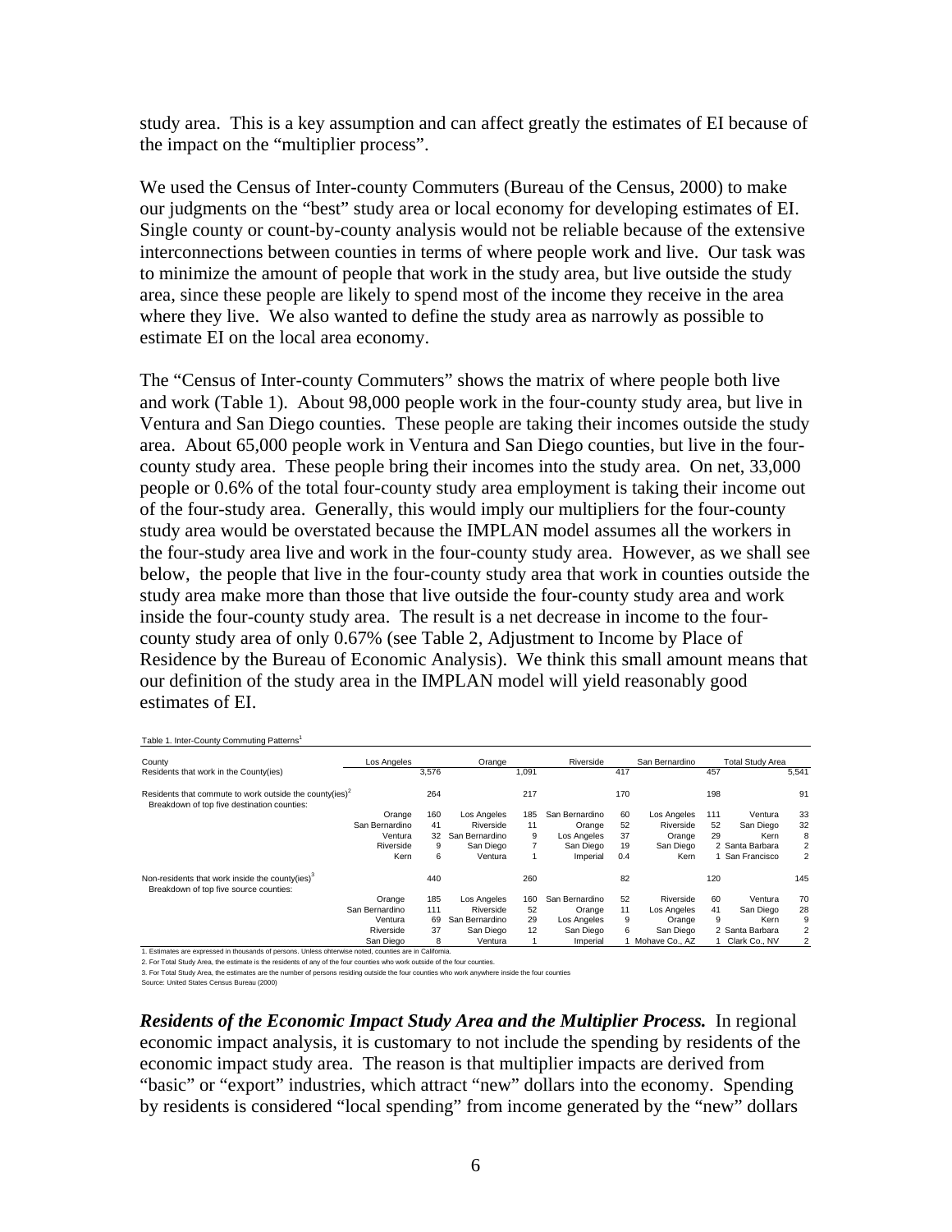study area. This is a key assumption and can affect greatly the estimates of EI because of the impact on the "multiplier process".

We used the Census of Inter-county Commuters (Bureau of the Census, 2000) to make our judgments on the "best" study area or local economy for developing estimates of EI. Single county or count-by-county analysis would not be reliable because of the extensive interconnections between counties in terms of where people work and live. Our task was to minimize the amount of people that work in the study area, but live outside the study area, since these people are likely to spend most of the income they receive in the area where they live. We also wanted to define the study area as narrowly as possible to estimate EI on the local area economy.

The "Census of Inter-county Commuters" shows the matrix of where people both live and work (Table 1). About 98,000 people work in the four-county study area, but live in Ventura and San Diego counties. These people are taking their incomes outside the study area. About 65,000 people work in Ventura and San Diego counties, but live in the four-county study area. These people bring their incomes into the study area. On net, 33,000 people or 0.6% of the total four-county study area employment is taking their income out of the four-study area. Generally, this would imply our multipliers for the four-county study area would be overstated because the IMPLAN model assumes all the workers in the four-study area live and work in the four-county study area. However, as we shall see below, the people that live in the four-county study area that work in counties outside the study area make more than those that live outside the four-county study area and work inside the four-county study area. The result is a net decrease in income to the four-county study area of only 0.67% (see Table 2, Adjustment to Income by Place of Residence by the Bureau of Economic Analysis). We think this small amount means that our definition of the study area in the IMPLAN model will yield reasonably good estimates of EI.

Table 1. Inter-County Commuting Patterns[1]

| County | Los Angeles | | Orange | | Riverside | | San Bernardino | | Total Study Area | |
|---|---|---|---|---|---|---|---|---|---|---|
| Residents that work in the County(ies) | | 3,576 | | 1,091 | | 417 | | 457 | | 5,541 |
| Residents that commute to work outside the county(ies)[2] | | 264 | | 217 | | 170 | | 198 | | 91 |
| Breakdown of top five destination counties: | Orange | 160 | Los Angeles | 185 | San Bernardino | 60 | Los Angeles | 111 | Ventura | 33 |
| | San Bernardino | 41 | Riverside | 11 | Orange | 52 | Riverside | 52 | San Diego | 32 |
| | Ventura | 32 | San Bernardino | 9 | Los Angeles | 37 | Orange | 29 | Kern | 8 |
| | Riverside | 9 | San Diego | 7 | San Diego | 19 | San Diego | 2 | Santa Barbara | 2 |
| | Kern | 6 | Ventura | 1 | Imperial | 0.4 | Kern | 1 | San Francisco | 2 |
| Non-residents that work inside the county(ies)[3] | | 440 | | 260 | | 82 | | 120 | | 145 |
| Breakdown of top five source counties: | Orange | 185 | Los Angeles | 160 | San Bernardino | 52 | Riverside | 60 | Ventura | 70 |
| | San Bernardino | 111 | Riverside | 52 | Orange | 11 | Los Angeles | 41 | San Diego | 28 |
| | Ventura | 69 | San Bernardino | 29 | Los Angeles | 9 | Orange | 9 | Kern | 9 |
| | Riverside | 37 | San Diego | 12 | San Diego | 6 | San Diego | 2 | Santa Barbara | 2 |
| | San Diego | 8 | Ventura | 1 | Imperial | 1 | Mohave Co., AZ | 1 | Clark Co., NV | 2 |

1. Estimates are expressed in thousands of persons. Unless ohterwise noted, counties are in California.

2. For Total Study Area, the estimate is the residents of any of the four counties who work outside of the four counties.

3. For Total Study Area, the estimates are the number of persons residing outside the four counties who work anywhere inside the four counties

Source: United States Census Bureau (2000)

***Residents of the Economic Impact Study Area and the Multiplier Process.*** In regional economic impact analysis, it is customary to not include the spending by residents of the economic impact study area. The reason is that multiplier impacts are derived from "basic" or "export" industries, which attract "new" dollars into the economy. Spending by residents is considered "local spending" from income generated by the "new" dollars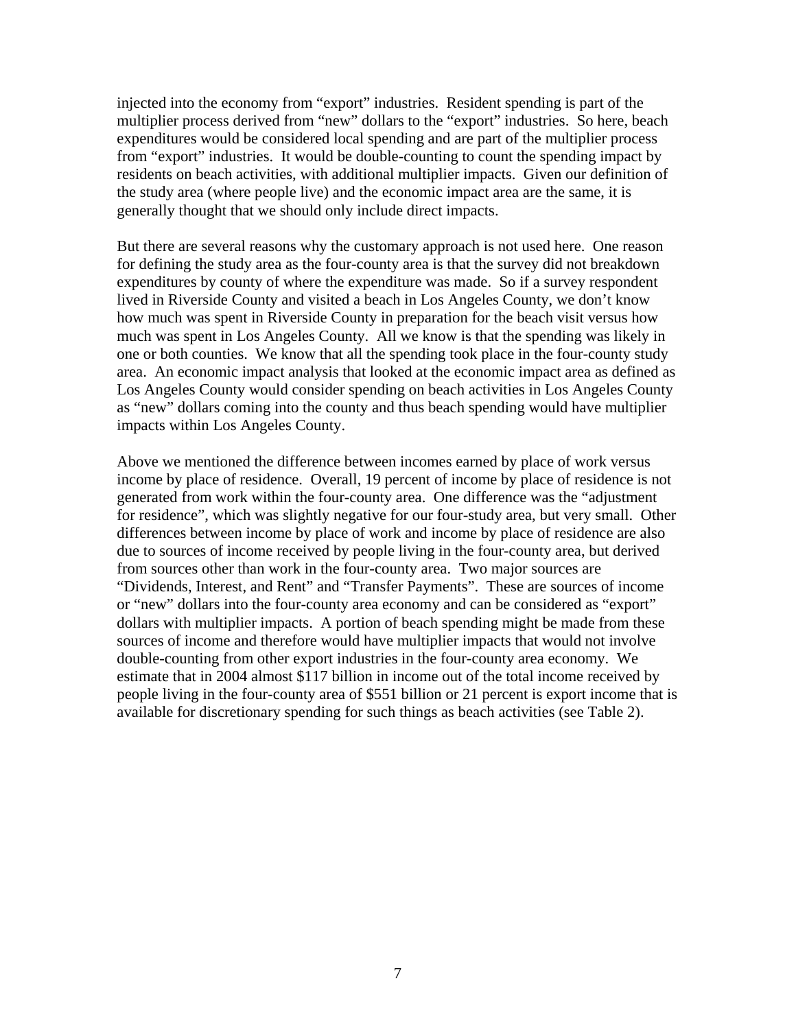injected into the economy from "export" industries. Resident spending is part of the multiplier process derived from "new" dollars to the "export" industries. So here, beach expenditures would be considered local spending and are part of the multiplier process from "export" industries. It would be double-counting to count the spending impact by residents on beach activities, with additional multiplier impacts. Given our definition of the study area (where people live) and the economic impact area are the same, it is generally thought that we should only include direct impacts.

But there are several reasons why the customary approach is not used here. One reason for defining the study area as the four-county area is that the survey did not breakdown expenditures by county of where the expenditure was made. So if a survey respondent lived in Riverside County and visited a beach in Los Angeles County, we don't know how much was spent in Riverside County in preparation for the beach visit versus how much was spent in Los Angeles County. All we know is that the spending was likely in one or both counties. We know that all the spending took place in the four-county study area. An economic impact analysis that looked at the economic impact area as defined as Los Angeles County would consider spending on beach activities in Los Angeles County as "new" dollars coming into the county and thus beach spending would have multiplier impacts within Los Angeles County.

Above we mentioned the difference between incomes earned by place of work versus income by place of residence. Overall, 19 percent of income by place of residence is not generated from work within the four-county area. One difference was the "adjustment for residence", which was slightly negative for our four-study area, but very small. Other differences between income by place of work and income by place of residence are also due to sources of income received by people living in the four-county area, but derived from sources other than work in the four-county area. Two major sources are "Dividends, Interest, and Rent" and "Transfer Payments". These are sources of income or "new" dollars into the four-county area economy and can be considered as "export" dollars with multiplier impacts. A portion of beach spending might be made from these sources of income and therefore would have multiplier impacts that would not involve double-counting from other export industries in the four-county area economy. We estimate that in 2004 almost $117 billion in income out of the total income received by people living in the four-county area of $551 billion or 21 percent is export income that is available for discretionary spending for such things as beach activities (see Table 2).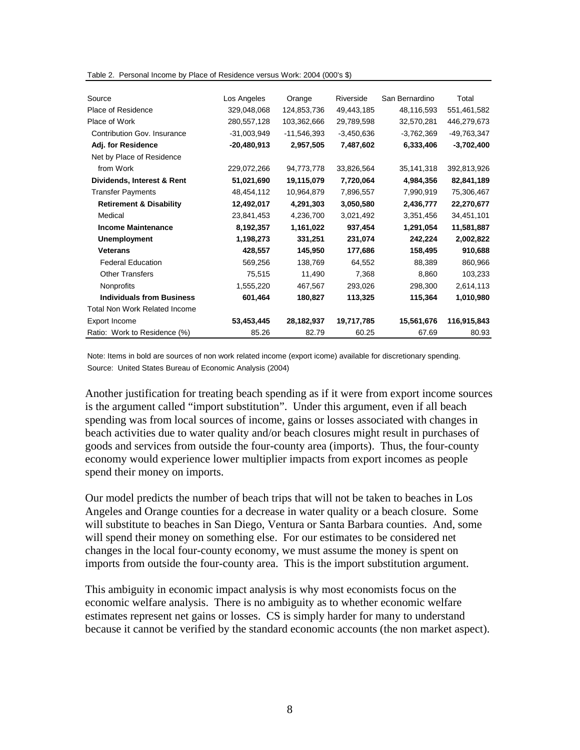Table 2. Personal Income by Place of Residence versus Work: 2004 (000's $)

| Source | Los Angeles | Orange | Riverside | San Bernardino | Total |
|---|---|---|---|---|---|
| Place of Residence | 329,048,068 | 124,853,736 | 49,443,185 | 48,116,593 | 551,461,582 |
| Place of Work | 280,557,128 | 103,362,666 | 29,789,598 | 32,570,281 | 446,279,673 |
| Contribution Gov. Insurance | -31,003,949 | -11,546,393 | -3,450,636 | -3,762,369 | -49,763,347 |
| **Adj. for Residence** | **-20,480,913** | **2,957,505** | **7,487,602** | **6,333,406** | **-3,702,400** |
| Net by Place of Residence from Work | 229,072,266 | 94,773,778 | 33,826,564 | 35,141,318 | 392,813,926 |
| **Dividends, Interest & Rent** | **51,021,690** | **19,115,079** | **7,720,064** | **4,984,356** | **82,841,189** |
| Transfer Payments | 48,454,112 | 10,964,879 | 7,896,557 | 7,990,919 | 75,306,467 |
| **Retirement & Disability** | **12,492,017** | **4,291,303** | **3,050,580** | **2,436,777** | **22,270,677** |
| Medical | 23,841,453 | 4,236,700 | 3,021,492 | 3,351,456 | 34,451,101 |
| **Income Maintenance** | **8,192,357** | **1,161,022** | **937,454** | **1,291,054** | **11,581,887** |
| **Unemployment** | **1,198,273** | **331,251** | **231,074** | **242,224** | **2,002,822** |
| **Veterans** | **428,557** | **145,950** | **177,686** | **158,495** | **910,688** |
| Federal Education | 569,256 | 138,769 | 64,552 | 88,389 | 860,966 |
| Other Transfers | 75,515 | 11,490 | 7,368 | 8,860 | 103,233 |
| Nonprofits | 1,555,220 | 467,567 | 293,026 | 298,300 | 2,614,113 |
| **Individuals from Business** | **601,464** | **180,827** | **113,325** | **115,364** | **1,010,980** |
| Total Non Work Related Income Export Income | **53,453,445** | **28,182,937** | **19,717,785** | **15,561,676** | **116,915,843** |
| Ratio: Work to Residence (%) | 85.26 | 82.79 | 60.25 | 67.69 | 80.93 |

Note: Items in bold are sources of non work related income (export icome) available for discretionary spending.
Source: United States Bureau of Economic Analysis (2004)

Another justification for treating beach spending as if it were from export income sources is the argument called "import substitution". Under this argument, even if all beach spending was from local sources of income, gains or losses associated with changes in beach activities due to water quality and/or beach closures might result in purchases of goods and services from outside the four-county area (imports). Thus, the four-county economy would experience lower multiplier impacts from export incomes as people spend their money on imports.

Our model predicts the number of beach trips that will not be taken to beaches in Los Angeles and Orange counties for a decrease in water quality or a beach closure. Some will substitute to beaches in San Diego, Ventura or Santa Barbara counties. And, some will spend their money on something else. For our estimates to be considered net changes in the local four-county economy, we must assume the money is spent on imports from outside the four-county area. This is the import substitution argument.

This ambiguity in economic impact analysis is why most economists focus on the economic welfare analysis. There is no ambiguity as to whether economic welfare estimates represent net gains or losses. CS is simply harder for many to understand because it cannot be verified by the standard economic accounts (the non market aspect).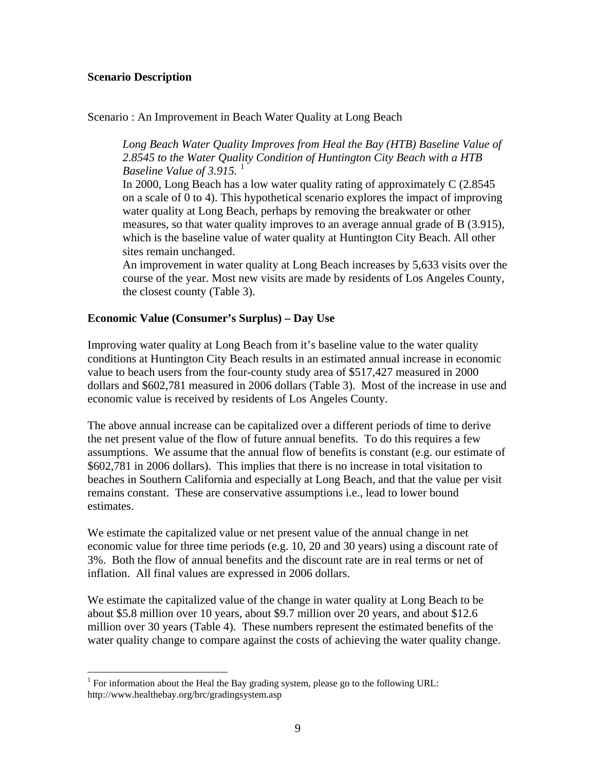**Scenario Description**

Scenario : An Improvement in Beach Water Quality at Long Beach

> *Long Beach Water Quality Improves from Heal the Bay (HTB) Baseline Value of 2.8545 to the Water Quality Condition of Huntington City Beach with a HTB Baseline Value of 3.915.* [1]
>
> In 2000, Long Beach has a low water quality rating of approximately C (2.8545 on a scale of 0 to 4). This hypothetical scenario explores the impact of improving water quality at Long Beach, perhaps by removing the breakwater or other measures, so that water quality improves to an average annual grade of B (3.915), which is the baseline value of water quality at Huntington City Beach. All other sites remain unchanged.
>
> An improvement in water quality at Long Beach increases by 5,633 visits over the course of the year. Most new visits are made by residents of Los Angeles County, the closest county (Table 3).

**Economic Value (Consumer's Surplus) – Day Use**

Improving water quality at Long Beach from it's baseline value to the water quality conditions at Huntington City Beach results in an estimated annual increase in economic value to beach users from the four-county study area of $517,427 measured in 2000 dollars and $602,781 measured in 2006 dollars (Table 3). Most of the increase in use and economic value is received by residents of Los Angeles County.

The above annual increase can be capitalized over a different periods of time to derive the net present value of the flow of future annual benefits. To do this requires a few assumptions. We assume that the annual flow of benefits is constant (e.g. our estimate of $602,781 in 2006 dollars). This implies that there is no increase in total visitation to beaches in Southern California and especially at Long Beach, and that the value per visit remains constant. These are conservative assumptions i.e., lead to lower bound estimates.

We estimate the capitalized value or net present value of the annual change in net economic value for three time periods (e.g. 10, 20 and 30 years) using a discount rate of 3%. Both the flow of annual benefits and the discount rate are in real terms or net of inflation. All final values are expressed in 2006 dollars.

We estimate the capitalized value of the change in water quality at Long Beach to be about $5.8 million over 10 years, about $9.7 million over 20 years, and about $12.6 million over 30 years (Table 4). These numbers represent the estimated benefits of the water quality change to compare against the costs of achieving the water quality change.

---

[1] For information about the Heal the Bay grading system, please go to the following URL: http://www.healthebay.org/brc/gradingsystem.asp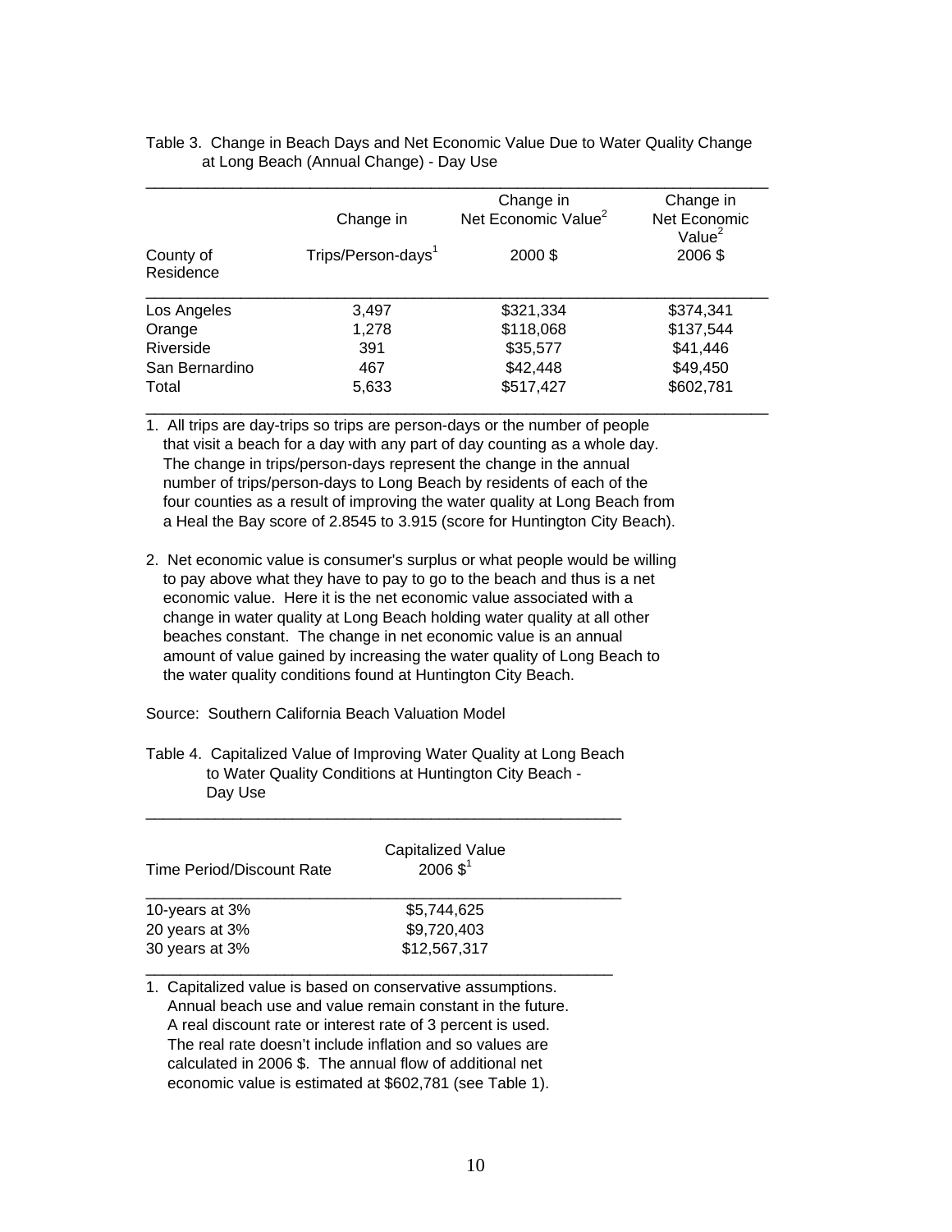Table 3. Change in Beach Days and Net Economic Value Due to Water Quality Change at Long Beach (Annual Change) - Day Use

| County of Residence | Change in Trips/Person-days[1] | Change in Net Economic Value[2] 2000 $ | Change in Net Economic Value[2] 2006 $ |
|---|---|---|---|
| Los Angeles | 3,497 | $321,334 | $374,341 |
| Orange | 1,278 | $118,068 | $137,544 |
| Riverside | 391 | $35,577 | $41,446 |
| San Bernardino | 467 | $42,448 | $49,450 |
| Total | 5,633 | $517,427 | $602,781 |

1. All trips are day-trips so trips are person-days or the number of people that visit a beach for a day with any part of day counting as a whole day. The change in trips/person-days represent the change in the annual number of trips/person-days to Long Beach by residents of each of the four counties as a result of improving the water quality at Long Beach from a Heal the Bay score of 2.8545 to 3.915 (score for Huntington City Beach).

2. Net economic value is consumer's surplus or what people would be willing to pay above what they have to pay to go to the beach and thus is a net economic value. Here it is the net economic value associated with a change in water quality at Long Beach holding water quality at all other beaches constant. The change in net economic value is an annual amount of value gained by increasing the water quality of Long Beach to the water quality conditions found at Huntington City Beach.

Source: Southern California Beach Valuation Model

Table 4. Capitalized Value of Improving Water Quality at Long Beach to Water Quality Conditions at Huntington City Beach - Day Use

| Time Period/Discount Rate | Capitalized Value 2006 $[1] |
|---|---|
| 10-years at 3% | $5,744,625 |
| 20 years at 3% | $9,720,403 |
| 30 years at 3% | $12,567,317 |

1. Capitalized value is based on conservative assumptions. Annual beach use and value remain constant in the future. A real discount rate or interest rate of 3 percent is used. The real rate doesn't include inflation and so values are calculated in 2006 $. The annual flow of additional net economic value is estimated at $602,781 (see Table 1).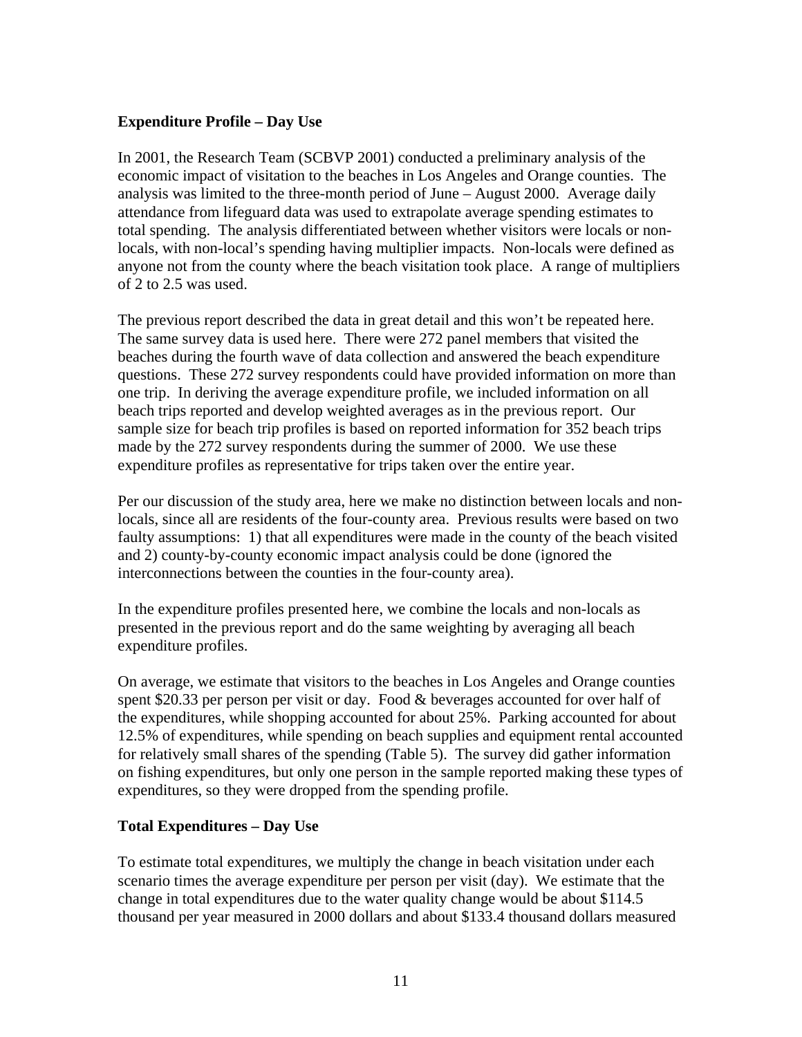**Expenditure Profile – Day Use**

In 2001, the Research Team (SCBVP 2001) conducted a preliminary analysis of the economic impact of visitation to the beaches in Los Angeles and Orange counties. The analysis was limited to the three-month period of June – August 2000. Average daily attendance from lifeguard data was used to extrapolate average spending estimates to total spending. The analysis differentiated between whether visitors were locals or non-locals, with non-local's spending having multiplier impacts. Non-locals were defined as anyone not from the county where the beach visitation took place. A range of multipliers of 2 to 2.5 was used.

The previous report described the data in great detail and this won't be repeated here. The same survey data is used here. There were 272 panel members that visited the beaches during the fourth wave of data collection and answered the beach expenditure questions. These 272 survey respondents could have provided information on more than one trip. In deriving the average expenditure profile, we included information on all beach trips reported and develop weighted averages as in the previous report. Our sample size for beach trip profiles is based on reported information for 352 beach trips made by the 272 survey respondents during the summer of 2000. We use these expenditure profiles as representative for trips taken over the entire year.

Per our discussion of the study area, here we make no distinction between locals and non-locals, since all are residents of the four-county area. Previous results were based on two faulty assumptions: 1) that all expenditures were made in the county of the beach visited and 2) county-by-county economic impact analysis could be done (ignored the interconnections between the counties in the four-county area).

In the expenditure profiles presented here, we combine the locals and non-locals as presented in the previous report and do the same weighting by averaging all beach expenditure profiles.

On average, we estimate that visitors to the beaches in Los Angeles and Orange counties spent $20.33 per person per visit or day. Food & beverages accounted for over half of the expenditures, while shopping accounted for about 25%. Parking accounted for about 12.5% of expenditures, while spending on beach supplies and equipment rental accounted for relatively small shares of the spending (Table 5). The survey did gather information on fishing expenditures, but only one person in the sample reported making these types of expenditures, so they were dropped from the spending profile.

**Total Expenditures – Day Use**

To estimate total expenditures, we multiply the change in beach visitation under each scenario times the average expenditure per person per visit (day). We estimate that the change in total expenditures due to the water quality change would be about $114.5 thousand per year measured in 2000 dollars and about $133.4 thousand dollars measured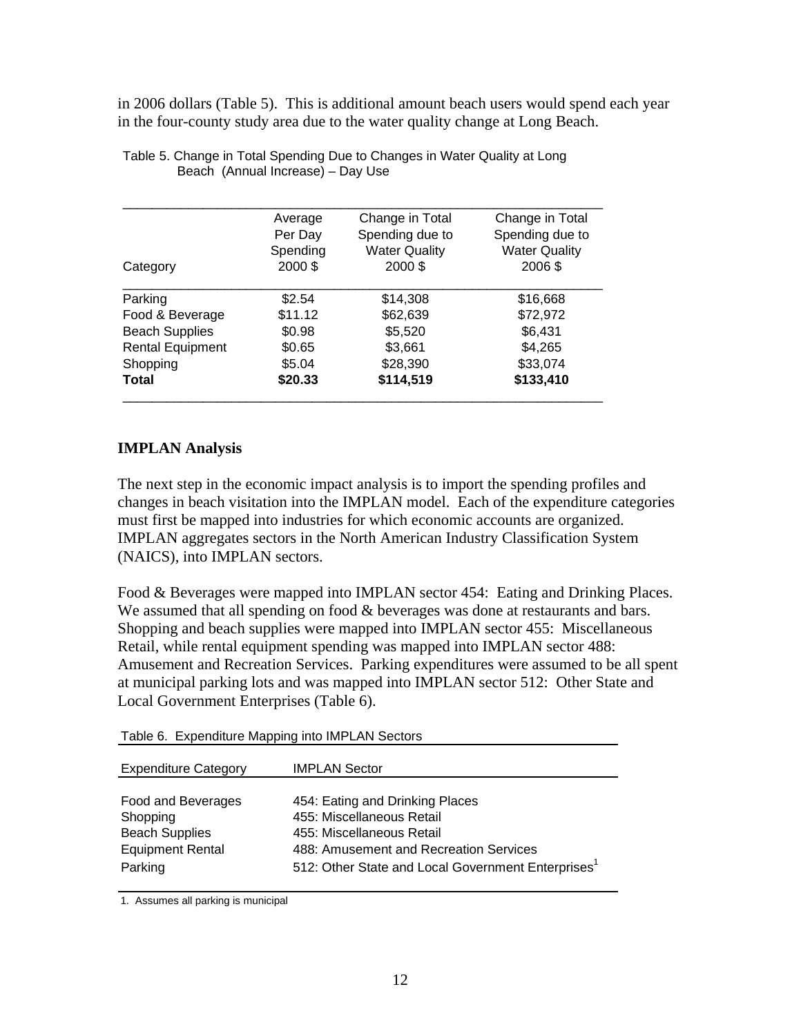in 2006 dollars (Table 5). This is additional amount beach users would spend each year in the four-county study area due to the water quality change at Long Beach.

Table 5. Change in Total Spending Due to Changes in Water Quality at Long Beach (Annual Increase) – Day Use

| Category | Average Per Day Spending 2000 $ | Change in Total Spending due to Water Quality 2000 $ | Change in Total Spending due to Water Quality 2006 $ |
|---|---|---|---|
| Parking | $2.54 | $14,308 | $16,668 |
| Food & Beverage | $11.12 | $62,639 | $72,972 |
| Beach Supplies | $0.98 | $5,520 | $6,431 |
| Rental Equipment | $0.65 | $3,661 | $4,265 |
| Shopping | $5.04 | $28,390 | $33,074 |
| **Total** | **$20.33** | **$114,519** | **$133,410** |

**IMPLAN Analysis**

The next step in the economic impact analysis is to import the spending profiles and changes in beach visitation into the IMPLAN model. Each of the expenditure categories must first be mapped into industries for which economic accounts are organized. IMPLAN aggregates sectors in the North American Industry Classification System (NAICS), into IMPLAN sectors.

Food & Beverages were mapped into IMPLAN sector 454: Eating and Drinking Places. We assumed that all spending on food & beverages was done at restaurants and bars. Shopping and beach supplies were mapped into IMPLAN sector 455: Miscellaneous Retail, while rental equipment spending was mapped into IMPLAN sector 488: Amusement and Recreation Services. Parking expenditures were assumed to be all spent at municipal parking lots and was mapped into IMPLAN sector 512: Other State and Local Government Enterprises (Table 6).

Table 6. Expenditure Mapping into IMPLAN Sectors

| Expenditure Category | IMPLAN Sector |
|---|---|
| Food and Beverages | 454: Eating and Drinking Places |
| Shopping | 455: Miscellaneous Retail |
| Beach Supplies | 455: Miscellaneous Retail |
| Equipment Rental | 488: Amusement and Recreation Services |
| Parking | 512: Other State and Local Government Enterprises[1] |

1. Assumes all parking is municipal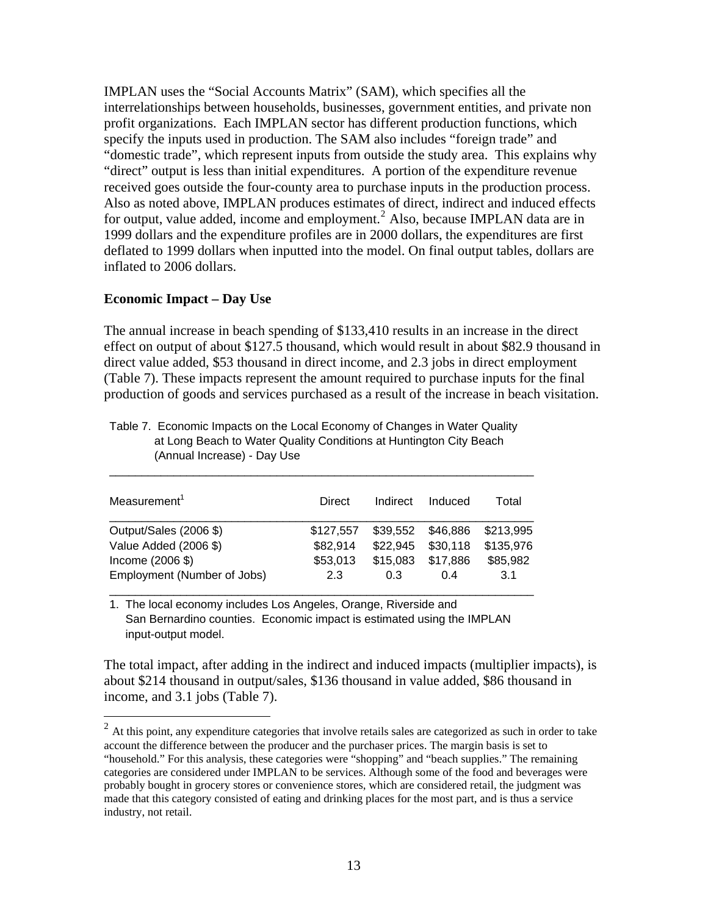IMPLAN uses the "Social Accounts Matrix" (SAM), which specifies all the interrelationships between households, businesses, government entities, and private non profit organizations. Each IMPLAN sector has different production functions, which specify the inputs used in production. The SAM also includes "foreign trade" and "domestic trade", which represent inputs from outside the study area. This explains why "direct" output is less than initial expenditures. A portion of the expenditure revenue received goes outside the four-county area to purchase inputs in the production process. Also as noted above, IMPLAN produces estimates of direct, indirect and induced effects for output, value added, income and employment.[2] Also, because IMPLAN data are in 1999 dollars and the expenditure profiles are in 2000 dollars, the expenditures are first deflated to 1999 dollars when inputted into the model. On final output tables, dollars are inflated to 2006 dollars.

**Economic Impact – Day Use**

The annual increase in beach spending of $133,410 results in an increase in the direct effect on output of about $127.5 thousand, which would result in about $82.9 thousand in direct value added, $53 thousand in direct income, and 2.3 jobs in direct employment (Table 7). These impacts represent the amount required to purchase inputs for the final production of goods and services purchased as a result of the increase in beach visitation.

Table 7. Economic Impacts on the Local Economy of Changes in Water Quality at Long Beach to Water Quality Conditions at Huntington City Beach (Annual Increase) - Day Use

| Measurement[1] | Direct | Indirect | Induced | Total |
|---|---|---|---|---|
| Output/Sales (2006 $) | $127,557 | $39,552 | $46,886 | $213,995 |
| Value Added (2006 $) | $82,914 | $22,945 | $30,118 | $135,976 |
| Income (2006 $) | $53,013 | $15,083 | $17,886 | $85,982 |
| Employment (Number of Jobs) | 2.3 | 0.3 | 0.4 | 3.1 |

1. The local economy includes Los Angeles, Orange, Riverside and San Bernardino counties. Economic impact is estimated using the IMPLAN input-output model.

The total impact, after adding in the indirect and induced impacts (multiplier impacts), is about $214 thousand in output/sales, $136 thousand in value added, $86 thousand in income, and 3.1 jobs (Table 7).

[2] At this point, any expenditure categories that involve retails sales are categorized as such in order to take account the difference between the producer and the purchaser prices. The margin basis is set to "household." For this analysis, these categories were "shopping" and "beach supplies." The remaining categories are considered under IMPLAN to be services. Although some of the food and beverages were probably bought in grocery stores or convenience stores, which are considered retail, the judgment was made that this category consisted of eating and drinking places for the most part, and is thus a service industry, not retail.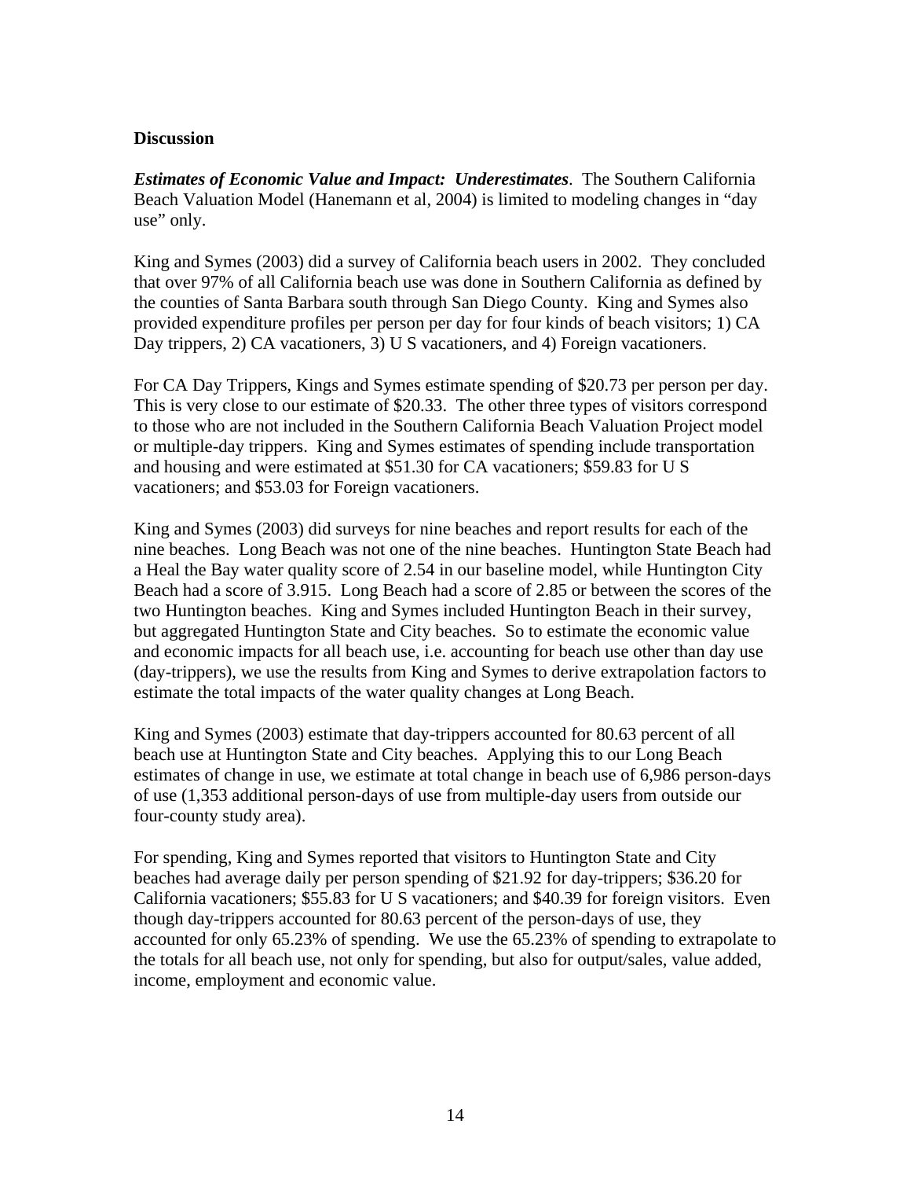## Discussion

***Estimates of Economic Value and Impact: Underestimates***. The Southern California Beach Valuation Model (Hanemann et al, 2004) is limited to modeling changes in "day use" only.

King and Symes (2003) did a survey of California beach users in 2002. They concluded that over 97% of all California beach use was done in Southern California as defined by the counties of Santa Barbara south through San Diego County. King and Symes also provided expenditure profiles per person per day for four kinds of beach visitors; 1) CA Day trippers, 2) CA vacationers, 3) U S vacationers, and 4) Foreign vacationers.

For CA Day Trippers, Kings and Symes estimate spending of $20.73 per person per day. This is very close to our estimate of $20.33. The other three types of visitors correspond to those who are not included in the Southern California Beach Valuation Project model or multiple-day trippers. King and Symes estimates of spending include transportation and housing and were estimated at $51.30 for CA vacationers; $59.83 for U S vacationers; and $53.03 for Foreign vacationers.

King and Symes (2003) did surveys for nine beaches and report results for each of the nine beaches. Long Beach was not one of the nine beaches. Huntington State Beach had a Heal the Bay water quality score of 2.54 in our baseline model, while Huntington City Beach had a score of 3.915. Long Beach had a score of 2.85 or between the scores of the two Huntington beaches. King and Symes included Huntington Beach in their survey, but aggregated Huntington State and City beaches. So to estimate the economic value and economic impacts for all beach use, i.e. accounting for beach use other than day use (day-trippers), we use the results from King and Symes to derive extrapolation factors to estimate the total impacts of the water quality changes at Long Beach.

King and Symes (2003) estimate that day-trippers accounted for 80.63 percent of all beach use at Huntington State and City beaches. Applying this to our Long Beach estimates of change in use, we estimate at total change in beach use of 6,986 person-days of use (1,353 additional person-days of use from multiple-day users from outside our four-county study area).

For spending, King and Symes reported that visitors to Huntington State and City beaches had average daily per person spending of $21.92 for day-trippers; $36.20 for California vacationers; $55.83 for U S vacationers; and $40.39 for foreign visitors. Even though day-trippers accounted for 80.63 percent of the person-days of use, they accounted for only 65.23% of spending. We use the 65.23% of spending to extrapolate to the totals for all beach use, not only for spending, but also for output/sales, value added, income, employment and economic value.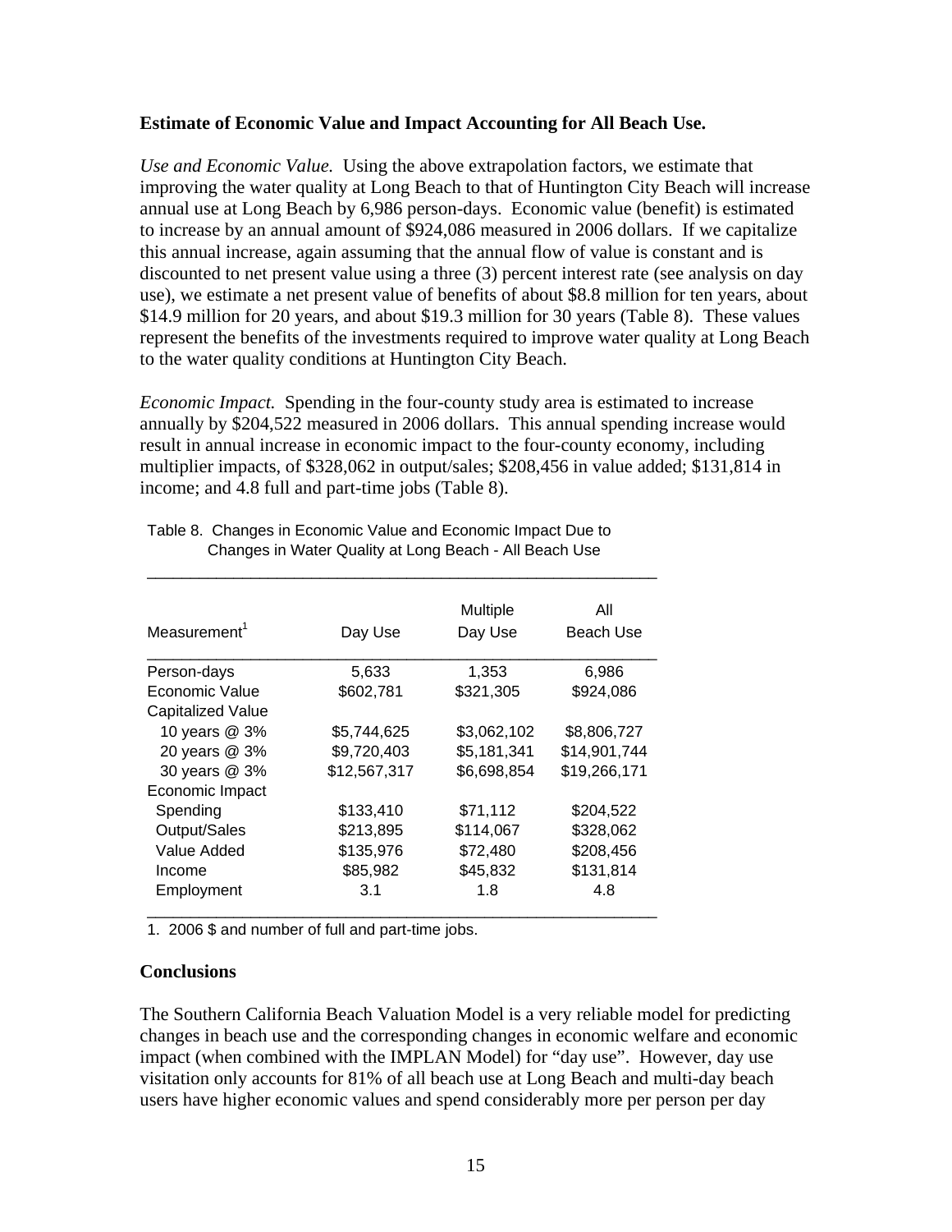**Estimate of Economic Value and Impact Accounting for All Beach Use.**

*Use and Economic Value.* Using the above extrapolation factors, we estimate that improving the water quality at Long Beach to that of Huntington City Beach will increase annual use at Long Beach by 6,986 person-days. Economic value (benefit) is estimated to increase by an annual amount of $924,086 measured in 2006 dollars. If we capitalize this annual increase, again assuming that the annual flow of value is constant and is discounted to net present value using a three (3) percent interest rate (see analysis on day use), we estimate a net present value of benefits of about $8.8 million for ten years, about $14.9 million for 20 years, and about $19.3 million for 30 years (Table 8). These values represent the benefits of the investments required to improve water quality at Long Beach to the water quality conditions at Huntington City Beach.

*Economic Impact.* Spending in the four-county study area is estimated to increase annually by $204,522 measured in 2006 dollars. This annual spending increase would result in annual increase in economic impact to the four-county economy, including multiplier impacts, of $328,062 in output/sales; $208,456 in value added; $131,814 in income; and 4.8 full and part-time jobs (Table 8).

Table 8. Changes in Economic Value and Economic Impact Due to Changes in Water Quality at Long Beach - All Beach Use

| Measurement[1] | Day Use | Multiple Day Use | All Beach Use |
|---|---|---|---|
| Person-days | 5,633 | 1,353 | 6,986 |
| Economic Value | $602,781 | $321,305 | $924,086 |
| Capitalized Value | | | |
| 10 years @ 3% | $5,744,625 | $3,062,102 | $8,806,727 |
| 20 years @ 3% | $9,720,403 | $5,181,341 | $14,901,744 |
| 30 years @ 3% | $12,567,317 | $6,698,854 | $19,266,171 |
| Economic Impact | | | |
| Spending | $133,410 | $71,112 | $204,522 |
| Output/Sales | $213,895 | $114,067 | $328,062 |
| Value Added | $135,976 | $72,480 | $208,456 |
| Income | $85,982 | $45,832 | $131,814 |
| Employment | 3.1 | 1.8 | 4.8 |

1. 2006 $ and number of full and part-time jobs.

**Conclusions**

The Southern California Beach Valuation Model is a very reliable model for predicting changes in beach use and the corresponding changes in economic welfare and economic impact (when combined with the IMPLAN Model) for "day use". However, day use visitation only accounts for 81% of all beach use at Long Beach and multi-day beach users have higher economic values and spend considerably more per person per day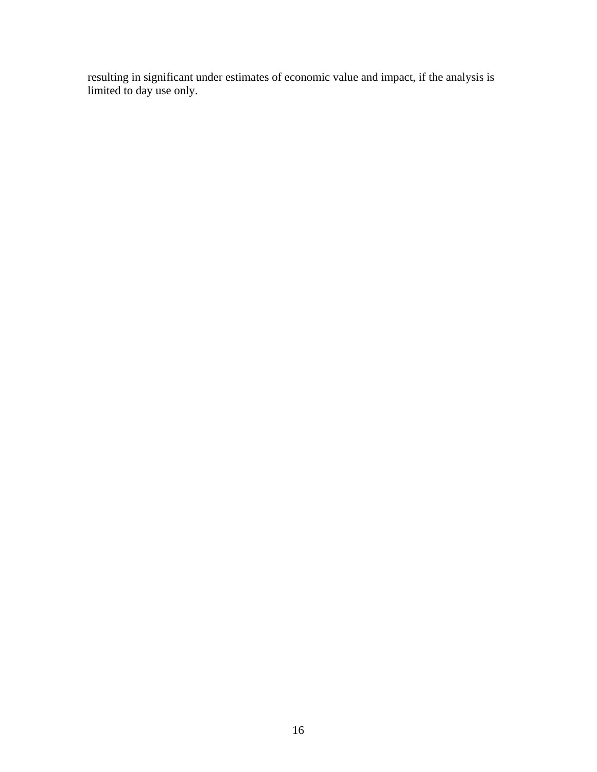resulting in significant under estimates of economic value and impact, if the analysis is limited to day use only.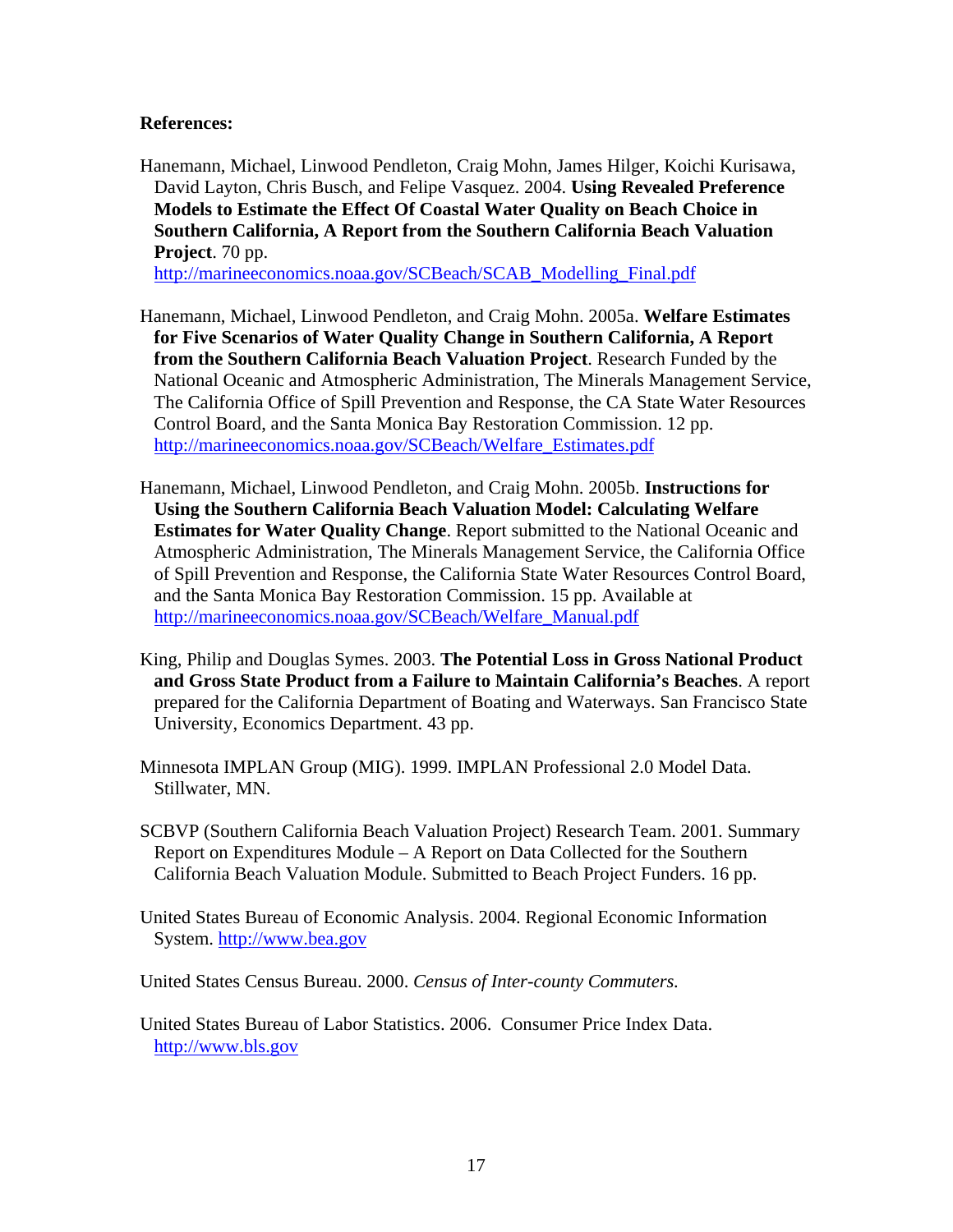**References:**

Hanemann, Michael, Linwood Pendleton, Craig Mohn, James Hilger, Koichi Kurisawa, David Layton, Chris Busch, and Felipe Vasquez. 2004. **Using Revealed Preference Models to Estimate the Effect Of Coastal Water Quality on Beach Choice in Southern California, A Report from the Southern California Beach Valuation Project**. 70 pp. http://marineeconomics.noaa.gov/SCBeach/SCAB_Modelling_Final.pdf

Hanemann, Michael, Linwood Pendleton, and Craig Mohn. 2005a. **Welfare Estimates for Five Scenarios of Water Quality Change in Southern California, A Report from the Southern California Beach Valuation Project**. Research Funded by the National Oceanic and Atmospheric Administration, The Minerals Management Service, The California Office of Spill Prevention and Response, the CA State Water Resources Control Board, and the Santa Monica Bay Restoration Commission. 12 pp. http://marineeconomics.noaa.gov/SCBeach/Welfare_Estimates.pdf

Hanemann, Michael, Linwood Pendleton, and Craig Mohn. 2005b. **Instructions for Using the Southern California Beach Valuation Model: Calculating Welfare Estimates for Water Quality Change**. Report submitted to the National Oceanic and Atmospheric Administration, The Minerals Management Service, the California Office of Spill Prevention and Response, the California State Water Resources Control Board, and the Santa Monica Bay Restoration Commission. 15 pp. Available at http://marineeconomics.noaa.gov/SCBeach/Welfare_Manual.pdf

King, Philip and Douglas Symes. 2003. **The Potential Loss in Gross National Product and Gross State Product from a Failure to Maintain California's Beaches**. A report prepared for the California Department of Boating and Waterways. San Francisco State University, Economics Department. 43 pp.

Minnesota IMPLAN Group (MIG). 1999. IMPLAN Professional 2.0 Model Data. Stillwater, MN.

SCBVP (Southern California Beach Valuation Project) Research Team. 2001. Summary Report on Expenditures Module – A Report on Data Collected for the Southern California Beach Valuation Module. Submitted to Beach Project Funders. 16 pp.

United States Bureau of Economic Analysis. 2004. Regional Economic Information System. http://www.bea.gov

United States Census Bureau. 2000. *Census of Inter-county Commuters.*

United States Bureau of Labor Statistics. 2006. Consumer Price Index Data. http://www.bls.gov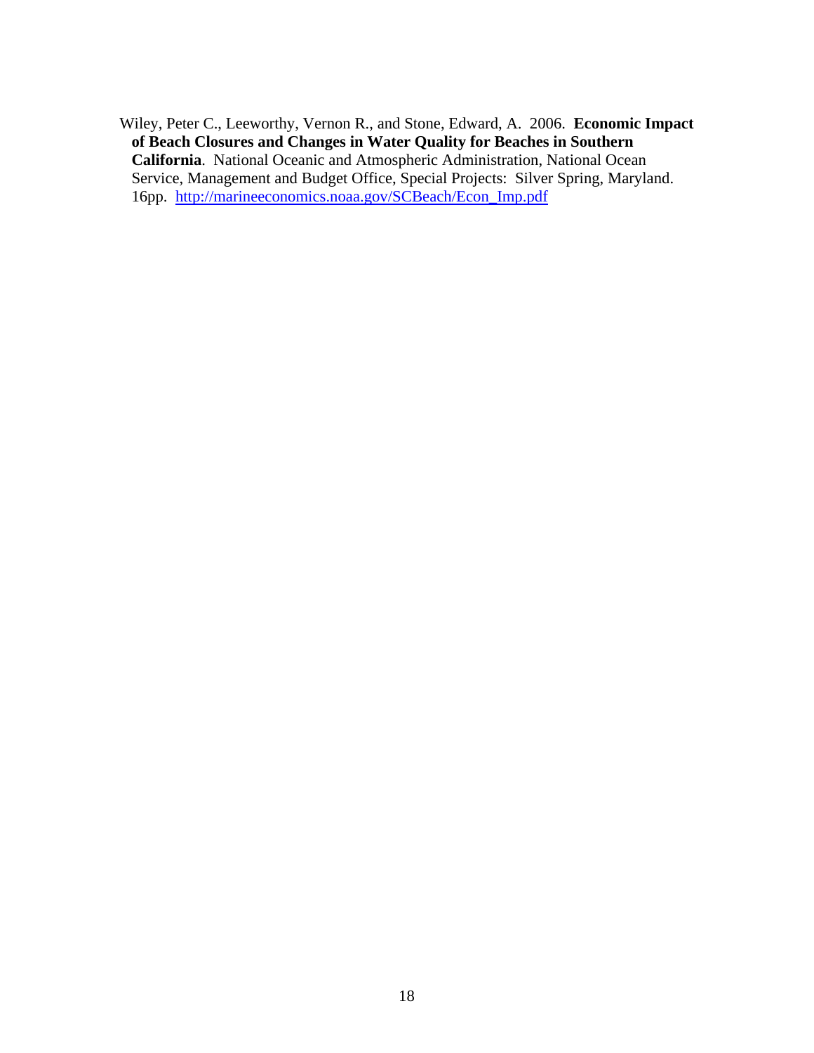Wiley, Peter C., Leeworthy, Vernon R., and Stone, Edward, A. 2006. **Economic Impact of Beach Closures and Changes in Water Quality for Beaches in Southern California**. National Oceanic and Atmospheric Administration, National Ocean Service, Management and Budget Office, Special Projects: Silver Spring, Maryland. 16pp. [http://marineeconomics.noaa.gov/SCBeach/Econ_Imp.pdf](http://marineeconomics.noaa.gov/SCBeach/Econ_Imp.pdf)